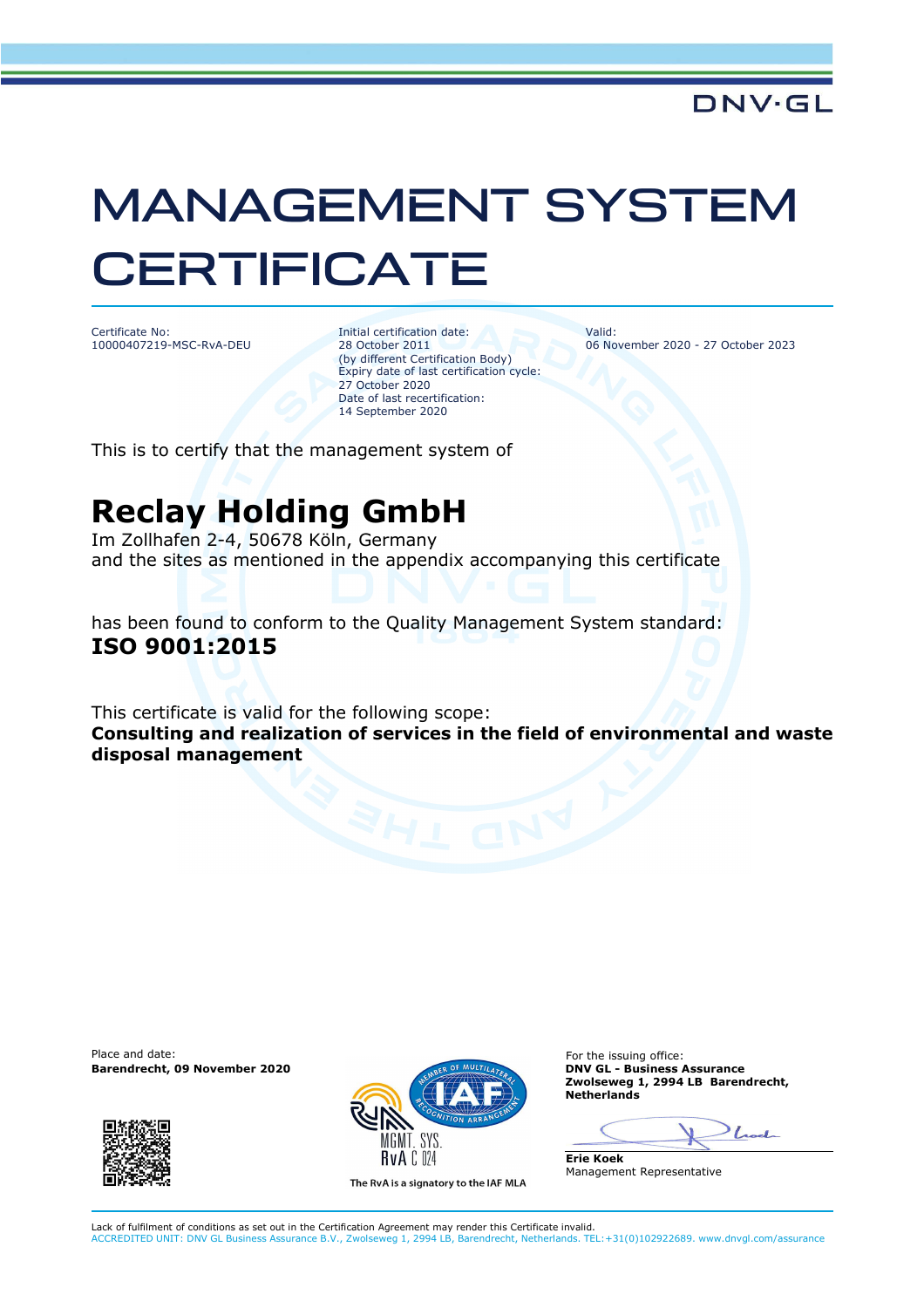DNV·GL

# MANAGEMENT SYSTEM CERTIFICATE

Certificate No:
10000407219-MSC-RvA-DEU

Initial certification date:
28 October 2011
(by different Certification Body)
Expiry date of last certification cycle:
27 October 2020
Date of last recertification:
14 September 2020

Valid:
06 November 2020 - 27 October 2023

This is to certify that the management system of

## Reclay Holding GmbH

Im Zollhafen 2-4, 50678 Köln, Germany
and the sites as mentioned in the appendix accompanying this certificate

has been found to conform to the Quality Management System standard:
**ISO 9001:2015**

This certificate is valid for the following scope:
**Consulting and realization of services in the field of environmental and waste disposal management**

Place and date:
**Barendrecht, 09 November 2020**

MGMT. SYS.
RvA C 024
The RvA is a signatory to the IAF MLA

For the issuing office:
**DNV GL - Business Assurance**
**Zwolseweg 1, 2994 LB Barendrecht, Netherlands**

**Erie Koek**
Management Representative

Lack of fulfilment of conditions as set out in the Certification Agreement may render this Certificate invalid.
ACCREDITED UNIT: DNV GL Business Assurance B.V., Zwolseweg 1, 2994 LB, Barendrecht, Netherlands. TEL:+31(0)102922689. www.dnvgl.com/assurance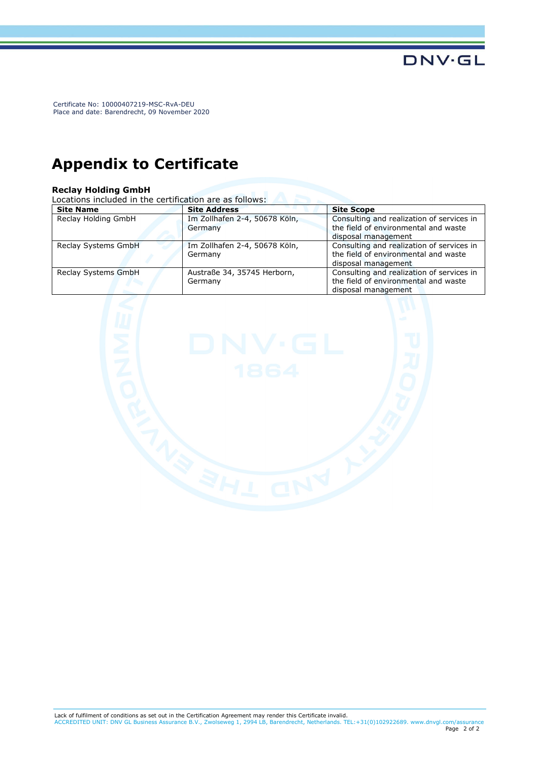Certificate No: 10000407219-MSC-RvA-DEU
Place and date: Barendrecht, 09 November 2020

# Appendix to Certificate

**Reclay Holding GmbH**
Locations included in the certification are as follows:

| Site Name | Site Address | Site Scope |
|---|---|---|
| Reclay Holding GmbH | Im Zollhafen 2-4, 50678 Köln, Germany | Consulting and realization of services in the field of environmental and waste disposal management |
| Reclay Systems GmbH | Im Zollhafen 2-4, 50678 Köln, Germany | Consulting and realization of services in the field of environmental and waste disposal management |
| Reclay Systems GmbH | Austraße 34, 35745 Herborn, Germany | Consulting and realization of services in the field of environmental and waste disposal management |

Lack of fulfilment of conditions as set out in the Certification Agreement may render this Certificate invalid.
ACCREDITED UNIT: DNV GL Business Assurance B.V., Zwolseweg 1, 2994 LB, Barendrecht, Netherlands. TEL:+31(0)102922689. www.dnvgl.com/assurance